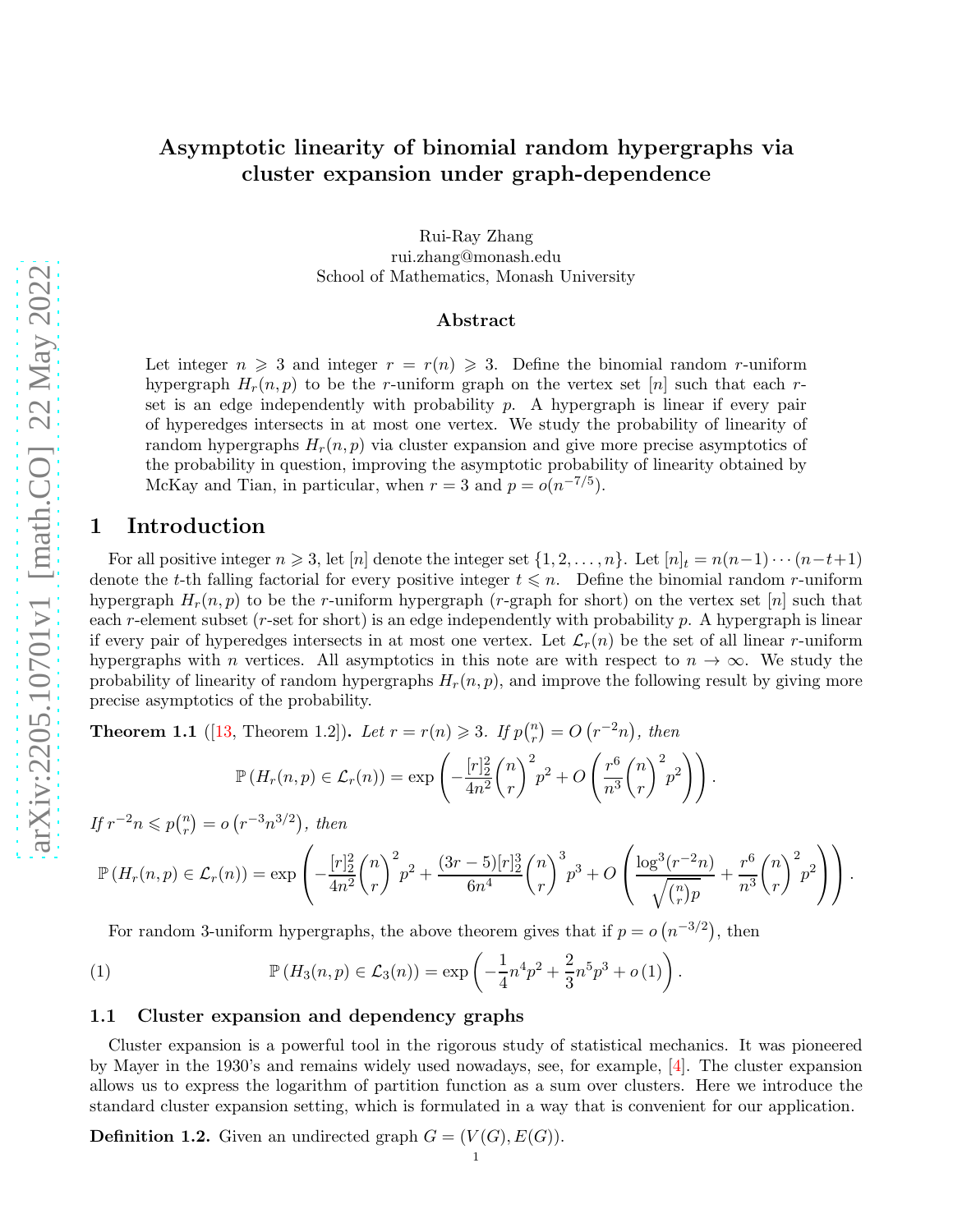# Asymptotic linearity of binomial random hypergraphs via cluster expansion under graph-dependence

Rui-Ray Zhang
rui.zhang@monash.edu
School of Mathematics, Monash University

### Abstract

Let integer $n \geqslant 3$ and integer $r = r(n) \geqslant 3$. Define the binomial random $r$-uniform hypergraph $H_r(n,p)$ to be the $r$-uniform graph on the vertex set $[n]$ such that each $r$-set is an edge independently with probability $p$. A hypergraph is linear if every pair of hyperedges intersects in at most one vertex. We study the probability of linearity of random hypergraphs $H_r(n,p)$ via cluster expansion and give more precise asymptotics of the probability in question, improving the asymptotic probability of linearity obtained by McKay and Tian, in particular, when $r = 3$ and $p = o(n^{-7/5})$.

## 1 Introduction

For all positive integer $n \geqslant 3$, let $[n]$ denote the integer set $\{1, 2, \ldots, n\}$. Let $[n]_t = n(n-1)\cdots(n-t+1)$ denote the $t$-th falling factorial for every positive integer $t \leqslant n$. Define the binomial random $r$-uniform hypergraph $H_r(n,p)$ to be the $r$-uniform hypergraph ($r$-graph for short) on the vertex set $[n]$ such that each $r$-element subset ($r$-set for short) is an edge independently with probability $p$. A hypergraph is linear if every pair of hyperedges intersects in at most one vertex. Let $\mathcal{L}_r(n)$ be the set of all linear $r$-uniform hypergraphs with $n$ vertices. All asymptotics in this note are with respect to $n \to \infty$. We study the probability of linearity of random hypergraphs $H_r(n,p)$, and improve the following result by giving more precise asymptotics of the probability.

**Theorem 1.1** ([13, Theorem 1.2]). *Let $r = r(n) \geqslant 3$. If $p\binom{n}{r} = O\left(r^{-2}n\right)$, then*

$$\mathbb{P}\left(H_r(n,p) \in \mathcal{L}_r(n)\right) = \exp\left(-\frac{[r]_2^2}{4n^2}\binom{n}{r}^2 p^2 + O\left(\frac{r^6}{n^3}\binom{n}{r}^2 p^2\right)\right).$$

*If $r^{-2}n \leqslant p\binom{n}{r} = o\left(r^{-3}n^{3/2}\right)$, then*

$$\mathbb{P}\left(H_r(n,p) \in \mathcal{L}_r(n)\right) = \exp\left(-\frac{[r]_2^2}{4n^2}\binom{n}{r}^2 p^2 + \frac{(3r-5)[r]_2^3}{6n^4}\binom{n}{r}^3 p^3 + O\left(\frac{\log^3(r^{-2}n)}{\sqrt{\binom{n}{r}p}} + \frac{r^6}{n^3}\binom{n}{r}^2 p^2\right)\right).$$

For random 3-uniform hypergraphs, the above theorem gives that if $p = o\left(n^{-3/2}\right)$, then

$$\mathbb{P}\left(H_3(n,p) \in \mathcal{L}_3(n)\right) = \exp\left(-\frac{1}{4}n^4p^2 + \frac{2}{3}n^5p^3 + o(1)\right). \tag{1}$$

### 1.1 Cluster expansion and dependency graphs

Cluster expansion is a powerful tool in the rigorous study of statistical mechanics. It was pioneered by Mayer in the 1930's and remains widely used nowadays, see, for example, [4]. The cluster expansion allows us to express the logarithm of partition function as a sum over clusters. Here we introduce the standard cluster expansion setting, which is formulated in a way that is convenient for our application.

**Definition 1.2.** Given an undirected graph $G = (V(G), E(G))$.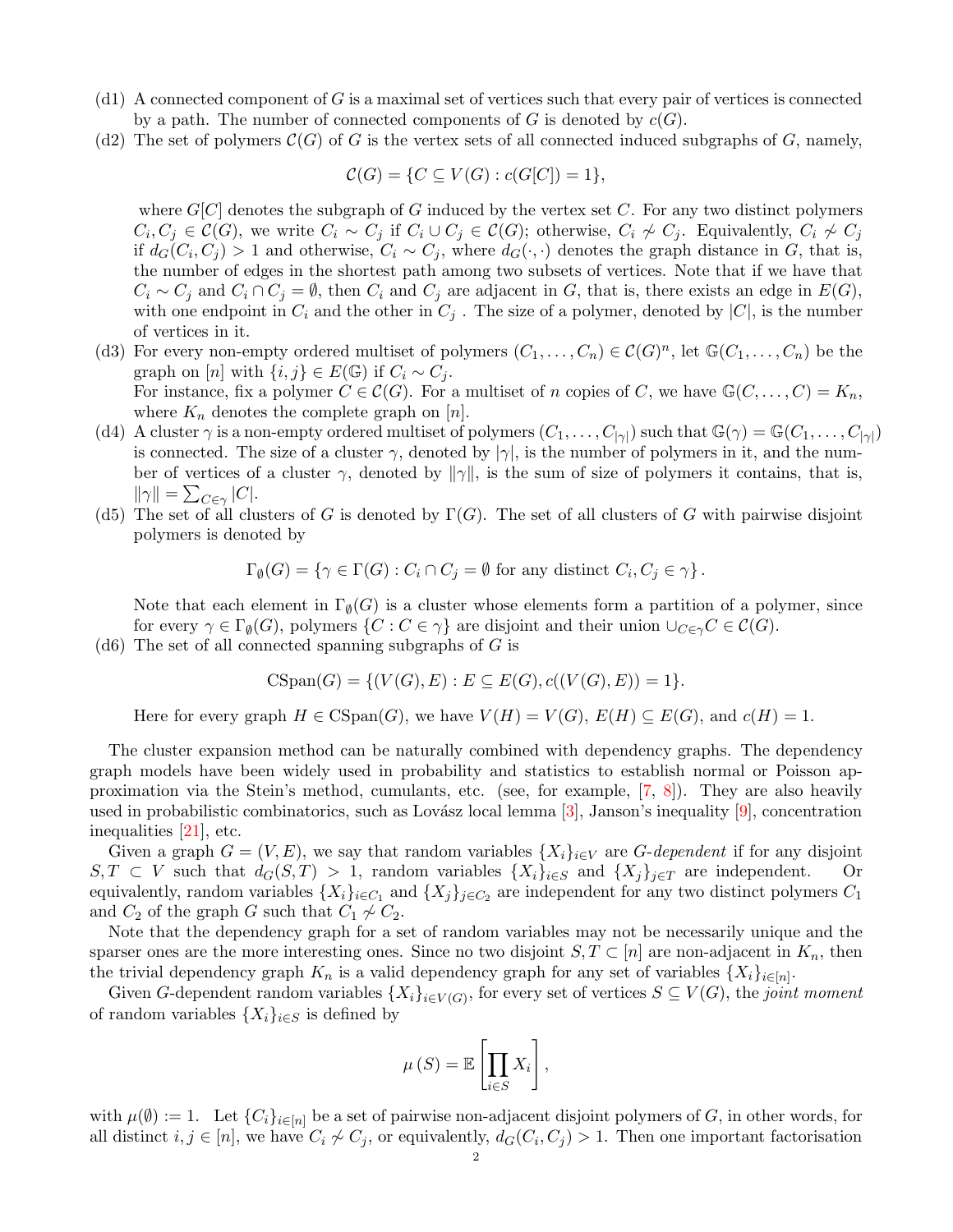(d1) A connected component of $G$ is a maximal set of vertices such that every pair of vertices is connected by a path. The number of connected components of $G$ is denoted by $c(G)$.

(d2) The set of polymers $\mathcal{C}(G)$ of $G$ is the vertex sets of all connected induced subgraphs of $G$, namely,

$$\mathcal{C}(G) = \{C \subseteq V(G) : c(G[C]) = 1\},$$

where $G[C]$ denotes the subgraph of $G$ induced by the vertex set $C$. For any two distinct polymers $C_i, C_j \in \mathcal{C}(G)$, we write $C_i \sim C_j$ if $C_i \cup C_j \in \mathcal{C}(G)$; otherwise, $C_i \nsim C_j$. Equivalently, $C_i \nsim C_j$ if $d_G(C_i, C_j) > 1$ and otherwise, $C_i \sim C_j$, where $d_G(\cdot, \cdot)$ denotes the graph distance in $G$, that is, the number of edges in the shortest path among two subsets of vertices. Note that if we have that $C_i \sim C_j$ and $C_i \cap C_j = \emptyset$, then $C_i$ and $C_j$ are adjacent in $G$, that is, there exists an edge in $E(G)$, with one endpoint in $C_i$ and the other in $C_j$ . The size of a polymer, denoted by $|C|$, is the number of vertices in it.

(d3) For every non-empty ordered multiset of polymers $(C_1, \ldots, C_n) \in \mathcal{C}(G)^n$, let $\mathbb{G}(C_1, \ldots, C_n)$ be the graph on $[n]$ with $\{i, j\} \in E(\mathbb{G})$ if $C_i \sim C_j$.
For instance, fix a polymer $C \in \mathcal{C}(G)$. For a multiset of $n$ copies of $C$, we have $\mathbb{G}(C, \ldots, C) = K_n$, where $K_n$ denotes the complete graph on $[n]$.

(d4) A cluster $\gamma$ is a non-empty ordered multiset of polymers $(C_1, \ldots, C_{|\gamma|})$ such that $\mathbb{G}(\gamma) = \mathbb{G}(C_1, \ldots, C_{|\gamma|})$ is connected. The size of a cluster $\gamma$, denoted by $|\gamma|$, is the number of polymers in it, and the number of vertices of a cluster $\gamma$, denoted by $\|\gamma\|$, is the sum of size of polymers it contains, that is, $\|\gamma\| = \sum_{C \in \gamma} |C|$.

(d5) The set of all clusters of $G$ is denoted by $\Gamma(G)$. The set of all clusters of $G$ with pairwise disjoint polymers is denoted by

$$\Gamma_{\emptyset}(G) = \{\gamma \in \Gamma(G) : C_i \cap C_j = \emptyset \text{ for any distinct } C_i, C_j \in \gamma\}.$$

Note that each element in $\Gamma_{\emptyset}(G)$ is a cluster whose elements form a partition of a polymer, since for every $\gamma \in \Gamma_{\emptyset}(G)$, polymers $\{C : C \in \gamma\}$ are disjoint and their union $\cup_{C \in \gamma} C \in \mathcal{C}(G)$.

(d6) The set of all connected spanning subgraphs of $G$ is

$$\mathrm{CSpan}(G) = \{(V(G), E) : E \subseteq E(G), c((V(G), E)) = 1\}.$$

Here for every graph $H \in \mathrm{CSpan}(G)$, we have $V(H) = V(G)$, $E(H) \subseteq E(G)$, and $c(H) = 1$.

The cluster expansion method can be naturally combined with dependency graphs. The dependency graph models have been widely used in probability and statistics to establish normal or Poisson approximation via the Stein's method, cumulants, etc. (see, for example, [7, 8]). They are also heavily used in probabilistic combinatorics, such as Lovász local lemma [3], Janson's inequality [9], concentration inequalities [21], etc.

Given a graph $G = (V, E)$, we say that random variables $\{X_i\}_{i \in V}$ are *$G$-dependent* if for any disjoint $S, T \subset V$ such that $d_G(S, T) > 1$, random variables $\{X_i\}_{i \in S}$ and $\{X_j\}_{j \in T}$ are independent. Or equivalently, random variables $\{X_i\}_{i \in C_1}$ and $\{X_j\}_{j \in C_2}$ are independent for any two distinct polymers $C_1$ and $C_2$ of the graph $G$ such that $C_1 \nsim C_2$.

Note that the dependency graph for a set of random variables may not be necessarily unique and the sparser ones are the more interesting ones. Since no two disjoint $S, T \subset [n]$ are non-adjacent in $K_n$, then the trivial dependency graph $K_n$ is a valid dependency graph for any set of variables $\{X_i\}_{i \in [n]}$.

Given $G$-dependent random variables $\{X_i\}_{i \in V(G)}$, for every set of vertices $S \subseteq V(G)$, the *joint moment* of random variables $\{X_i\}_{i \in S}$ is defined by

$$\mu(S) = \mathbb{E}\left[\prod_{i \in S} X_i\right],$$

with $\mu(\emptyset) := 1$. Let $\{C_i\}_{i \in [n]}$ be a set of pairwise non-adjacent disjoint polymers of $G$, in other words, for all distinct $i, j \in [n]$, we have $C_i \nsim C_j$, or equivalently, $d_G(C_i, C_j) > 1$. Then one important factorisation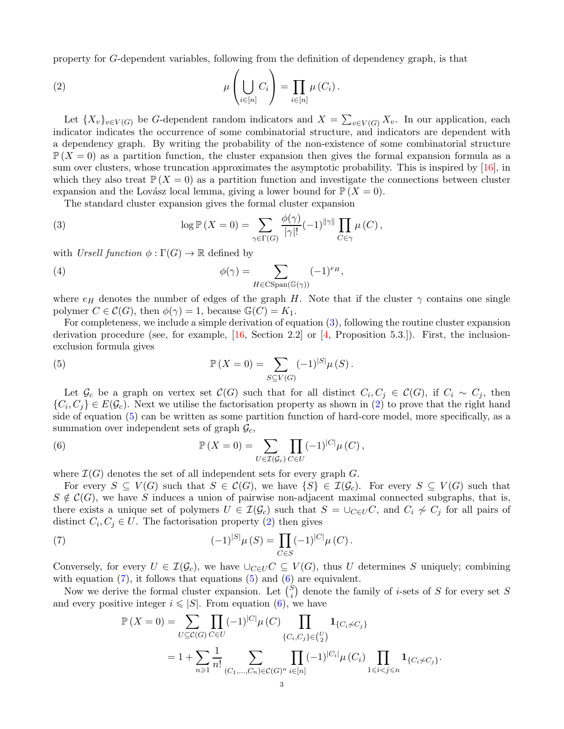property for $G$-dependent variables, following from the definition of dependency graph, is that

$$\mu\left(\bigcup_{i\in[n]} C_i\right) = \prod_{i\in[n]} \mu\left(C_i\right). \tag{2}$$

Let $\{X_v\}_{v\in V(G)}$ be $G$-dependent random indicators and $X = \sum_{v\in V(G)} X_v$. In our application, each indicator indicates the occurrence of some combinatorial structure, and indicators are dependent with a dependency graph. By writing the probability of the non-existence of some combinatorial structure $\mathbb{P}(X=0)$ as a partition function, the cluster expansion then gives the formal expansion formula as a sum over clusters, whose truncation approximates the asymptotic probability. This is inspired by [16], in which they also treat $\mathbb{P}(X=0)$ as a partition function and investigate the connections between cluster expansion and the Lovász local lemma, giving a lower bound for $\mathbb{P}(X=0)$.

The standard cluster expansion gives the formal cluster expansion

$$\log \mathbb{P}(X=0) = \sum_{\gamma\in\Gamma(G)} \frac{\phi(\gamma)}{|\gamma|!}(-1)^{\|\gamma\|} \prod_{C\in\gamma} \mu\left(C\right), \tag{3}$$

with *Ursell function* $\phi : \Gamma(G) \to \mathbb{R}$ defined by

$$\phi(\gamma) = \sum_{H\in \mathrm{CSpan}(\mathbb{G}(\gamma))} (-1)^{e_H}, \tag{4}$$

where $e_H$ denotes the number of edges of the graph $H$. Note that if the cluster $\gamma$ contains one single polymer $C \in \mathcal{C}(G)$, then $\phi(\gamma) = 1$, because $\mathbb{G}(C) = K_1$.

For completeness, we include a simple derivation of equation (3), following the routine cluster expansion derivation procedure (see, for example, [16, Section 2.2] or [4, Proposition 5.3.]). First, the inclusion-exclusion formula gives

$$\mathbb{P}(X=0) = \sum_{S\subseteq V(G)} (-1)^{|S|}\mu\left(S\right). \tag{5}$$

Let $\mathcal{G}_c$ be a graph on vertex set $\mathcal{C}(G)$ such that for all distinct $C_i, C_j \in \mathcal{C}(G)$, if $C_i \sim C_j$, then $\{C_i, C_j\} \in E(\mathcal{G}_c)$. Next we utilise the factorisation property as shown in (2) to prove that the right hand side of equation (5) can be written as some partition function of hard-core model, more specifically, as a summation over independent sets of graph $\mathcal{G}_c$,

$$\mathbb{P}(X=0) = \sum_{U\in\mathcal{I}(\mathcal{G}_c)} \prod_{C\in U} (-1)^{|C|}\mu\left(C\right), \tag{6}$$

where $\mathcal{I}(G)$ denotes the set of all independent sets for every graph $G$.

For every $S \subseteq V(G)$ such that $S \in \mathcal{C}(G)$, we have $\{S\} \in \mathcal{I}(\mathcal{G}_c)$. For every $S \subseteq V(G)$ such that $S \notin \mathcal{C}(G)$, we have $S$ induces a union of pairwise non-adjacent maximal connected subgraphs, that is, there exists a unique set of polymers $U \in \mathcal{I}(\mathcal{G}_c)$ such that $S = \cup_{C\in U} C$, and $C_i \not\sim C_j$ for all pairs of distinct $C_i, C_j \in U$. The factorisation property (2) then gives

$$(-1)^{|S|}\mu\left(S\right) = \prod_{C\in S} (-1)^{|C|}\mu\left(C\right). \tag{7}$$

Conversely, for every $U \in \mathcal{I}(\mathcal{G}_c)$, we have $\cup_{C\in U} C \subseteq V(G)$, thus $U$ determines $S$ uniquely; combining with equation (7), it follows that equations (5) and (6) are equivalent.

Now we derive the formal cluster expansion. Let $\binom{S}{i}$ denote the family of $i$-sets of $S$ for every set $S$ and every positive integer $i \leqslant |S|$. From equation (6), we have

$$\begin{aligned}
\mathbb{P}(X=0) &= \sum_{U\subseteq \mathcal{C}(G)} \prod_{C\in U} (-1)^{|C|}\mu\left(C\right) \prod_{\{C_i,C_j\}\in\binom{U}{2}} \mathbf{1}_{\{C_i\not\sim C_j\}} \\
&= 1 + \sum_{n\geqslant 1} \frac{1}{n!} \sum_{(C_1,\ldots,C_n)\in\mathcal{C}(G)^n} \prod_{i\in[n]} (-1)^{|C_i|}\mu\left(C_i\right) \prod_{1\leqslant i<j\leqslant n} \mathbf{1}_{\{C_i\not\sim C_j\}}.
\end{aligned}$$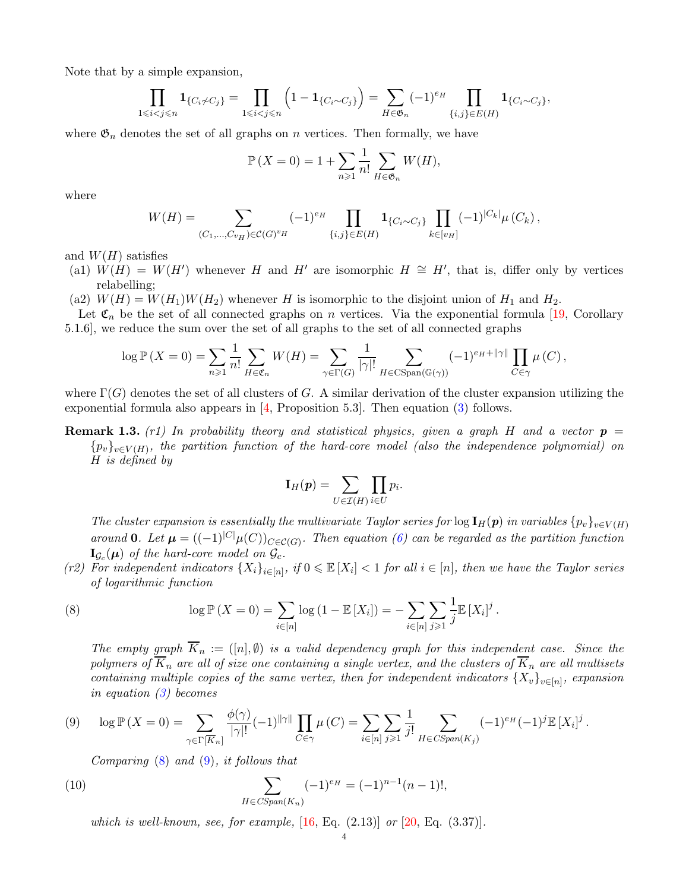Note that by a simple expansion,

$$\prod_{1\leqslant i<j\leqslant n}\mathbf{1}_{\{C_i\not\sim C_j\}}=\prod_{1\leqslant i<j\leqslant n}\left(1-\mathbf{1}_{\{C_i\sim C_j\}}\right)=\sum_{H\in\mathfrak{G}_n}(-1)^{e_H}\prod_{\{i,j\}\in E(H)}\mathbf{1}_{\{C_i\sim C_j\}},$$

where $\mathfrak{G}_n$ denotes the set of all graphs on $n$ vertices. Then formally, we have

$$\mathbb{P}\left(X=0\right)=1+\sum_{n\geqslant 1}\frac{1}{n!}\sum_{H\in\mathfrak{G}_n}W(H),$$

where

$$W(H)=\sum_{(C_1,\dots,C_{v_H})\in\mathcal{C}(G)^{v_H}}(-1)^{e_H}\prod_{\{i,j\}\in E(H)}\mathbf{1}_{\{C_i\sim C_j\}}\prod_{k\in[v_H]}(-1)^{|C_k|}\mu\left(C_k\right),$$

and $W(H)$ satisfies

(a1) $W(H)=W(H')$ whenever $H$ and $H'$ are isomorphic $H\cong H'$, that is, differ only by vertices relabelling;

(a2) $W(H)=W(H_1)W(H_2)$ whenever $H$ is isomorphic to the disjoint union of $H_1$ and $H_2$.

Let $\mathfrak{C}_n$ be the set of all connected graphs on $n$ vertices. Via the exponential formula [19, Corollary 5.1.6], we reduce the sum over the set of all graphs to the set of all connected graphs

$$\log\mathbb{P}\left(X=0\right)=\sum_{n\geqslant 1}\frac{1}{n!}\sum_{H\in\mathfrak{C}_n}W(H)=\sum_{\gamma\in\Gamma(G)}\frac{1}{|\gamma|!}\sum_{H\in\mathrm{CSpan}(\mathbb{G}(\gamma))}(-1)^{e_H+\|\gamma\|}\prod_{C\in\gamma}\mu\left(C\right),$$

where $\Gamma(G)$ denotes the set of all clusters of $G$. A similar derivation of the cluster expansion utilizing the exponential formula also appears in [4, Proposition 5.3]. Then equation (3) follows.

**Remark 1.3.** *(r1) In probability theory and statistical physics, given a graph $H$ and a vector $\boldsymbol{p}=\{p_v\}_{v\in V(H)}$, the partition function of the hard-core model (also the independence polynomial) on $H$ is defined by*

$$\mathbf{I}_H(\boldsymbol{p})=\sum_{U\in\mathcal{I}(H)}\prod_{i\in U}p_i.$$

*The cluster expansion is essentially the multivariate Taylor series for $\log\mathbf{I}_H(\boldsymbol{p})$ in variables $\{p_v\}_{v\in V(H)}$ around $\mathbf{0}$. Let $\boldsymbol{\mu}=((-1)^{|C|}\mu(C))_{C\in\mathcal{C}(G)}$. Then equation (6) can be regarded as the partition function $\mathbf{I}_{\mathcal{G}_c}(\boldsymbol{\mu})$ of the hard-core model on $\mathcal{G}_c$.*

*(r2) For independent indicators $\{X_i\}_{i\in[n]}$, if $0\leqslant\mathbb{E}\left[X_i\right]<1$ for all $i\in[n]$, then we have the Taylor series of logarithmic function*

$$\log\mathbb{P}\left(X=0\right)=\sum_{i\in[n]}\log\left(1-\mathbb{E}\left[X_i\right]\right)=-\sum_{i\in[n]}\sum_{j\geqslant 1}\frac{1}{j}\mathbb{E}\left[X_i\right]^j. \tag{8}$$

*The empty graph $\overline{K}_n:=([n],\emptyset)$ is a valid dependency graph for this independent case. Since the polymers of $\overline{K}_n$ are all of size one containing a single vertex, and the clusters of $\overline{K}_n$ are all multisets containing multiple copies of the same vertex, then for independent indicators $\{X_v\}_{v\in[n]}$, expansion in equation (3) becomes*

$$\log\mathbb{P}\left(X=0\right)=\sum_{\gamma\in\Gamma[\overline{K}_n]}\frac{\phi(\gamma)}{|\gamma|!}(-1)^{\|\gamma\|}\prod_{C\in\gamma}\mu\left(C\right)=\sum_{i\in[n]}\sum_{j\geqslant 1}\frac{1}{j!}\sum_{H\in CSpan(K_j)}(-1)^{e_H}(-1)^j\mathbb{E}\left[X_i\right]^j. \tag{9}$$

*Comparing (8) and (9), it follows that*

$$\sum_{H\in CSpan(K_n)}(-1)^{e_H}=(-1)^{n-1}(n-1)!, \tag{10}$$

*which is well-known, see, for example,* [16, Eq. (2.13)] *or* [20, Eq. (3.37)].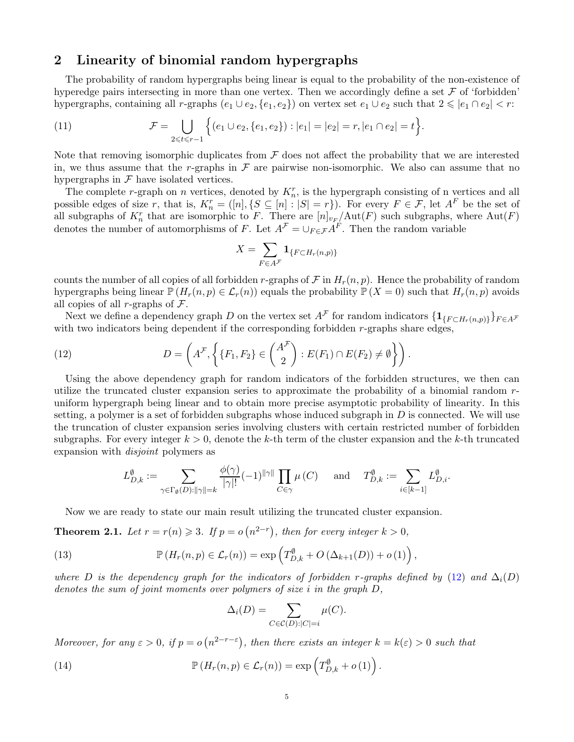## 2 Linearity of binomial random hypergraphs

The probability of random hypergraphs being linear is equal to the probability of the non-existence of hyperedge pairs intersecting in more than one vertex. Then we accordingly define a set $\mathcal{F}$ of 'forbidden' hypergraphs, containing all $r$-graphs $(e_1 \cup e_2, \{e_1, e_2\})$ on vertex set $e_1 \cup e_2$ such that $2 \leqslant |e_1 \cap e_2| < r$:

$$\mathcal{F} = \bigcup_{2 \leqslant t \leqslant r-1} \Big\{ (e_1 \cup e_2, \{e_1, e_2\}) : |e_1| = |e_2| = r, |e_1 \cap e_2| = t \Big\}. \tag{11}$$

Note that removing isomorphic duplicates from $\mathcal{F}$ does not affect the probability that we are interested in, we thus assume that the $r$-graphs in $\mathcal{F}$ are pairwise non-isomorphic. We also can assume that no hypergraphs in $\mathcal{F}$ have isolated vertices.

The complete $r$-graph on $n$ vertices, denoted by $K_n^r$, is the hypergraph consisting of n vertices and all possible edges of size $r$, that is, $K_n^r = ([n], \{S \subseteq [n] : |S| = r\})$. For every $F \in \mathcal{F}$, let $A^F$ be the set of all subgraphs of $K_n^r$ that are isomorphic to $F$. There are $[n]_{v_F}/\mathrm{Aut}(F)$ such subgraphs, where $\mathrm{Aut}(F)$ denotes the number of automorphisms of $F$. Let $A^{\mathcal{F}} = \cup_{F \in \mathcal{F}} A^F$. Then the random variable

$$X = \sum_{F \in A^{\mathcal{F}}} \mathbf{1}_{\{F \subset H_r(n,p)\}}$$

counts the number of all copies of all forbidden $r$-graphs of $\mathcal{F}$ in $H_r(n,p)$. Hence the probability of random hypergraphs being linear $\mathbb{P}(H_r(n,p) \in \mathcal{L}_r(n))$ equals the probability $\mathbb{P}(X = 0)$ such that $H_r(n,p)$ avoids all copies of all $r$-graphs of $\mathcal{F}$.

Next we define a dependency graph $D$ on the vertex set $A^{\mathcal{F}}$ for random indicators $\{\mathbf{1}_{\{F \subset H_r(n,p)\}}\}_{F \in A^{\mathcal{F}}}$ with two indicators being dependent if the corresponding forbidden $r$-graphs share edges,

$$D = \left( A^{\mathcal{F}}, \left\{ \{F_1, F_2\} \in \binom{A^{\mathcal{F}}}{2} : E(F_1) \cap E(F_2) \neq \emptyset \right\} \right). \tag{12}$$

Using the above dependency graph for random indicators of the forbidden structures, we then can utilize the truncated cluster expansion series to approximate the probability of a binomial random $r$-uniform hypergraph being linear and to obtain more precise asymptotic probability of linearity. In this setting, a polymer is a set of forbidden subgraphs whose induced subgraph in $D$ is connected. We will use the truncation of cluster expansion series involving clusters with certain restricted number of forbidden subgraphs. For every integer $k > 0$, denote the $k$-th term of the cluster expansion and the $k$-th truncated expansion with *disjoint* polymers as

$$L_{D,k}^{\emptyset} := \sum_{\gamma \in \Gamma_{\emptyset}(D): \|\gamma\| = k} \frac{\phi(\gamma)}{|\gamma|!} (-1)^{\|\gamma\|} \prod_{C \in \gamma} \mu(C) \quad \text{ and } \quad T_{D,k}^{\emptyset} := \sum_{i \in [k-1]} L_{D,i}^{\emptyset}.$$

Now we are ready to state our main result utilizing the truncated cluster expansion.

**Theorem 2.1.** *Let $r = r(n) \geqslant 3$. If $p = o(n^{2-r})$, then for every integer $k > 0$,*

$$\mathbb{P}(H_r(n,p) \in \mathcal{L}_r(n)) = \exp\Big( T_{D,k}^{\emptyset} + O(\Delta_{k+1}(D)) + o(1) \Big), \tag{13}$$

*where $D$ is the dependency graph for the indicators of forbidden $r$-graphs defined by (12) and $\Delta_i(D)$ denotes the sum of joint moments over polymers of size $i$ in the graph $D$,*

$$\Delta_i(D) = \sum_{C \in \mathcal{C}(D): |C| = i} \mu(C).$$

*Moreover, for any $\varepsilon > 0$, if $p = o(n^{2-r-\varepsilon})$, then there exists an integer $k = k(\varepsilon) > 0$ such that*

$$\mathbb{P}(H_r(n,p) \in \mathcal{L}_r(n)) = \exp\Big( T_{D,k}^{\emptyset} + o(1) \Big). \tag{14}$$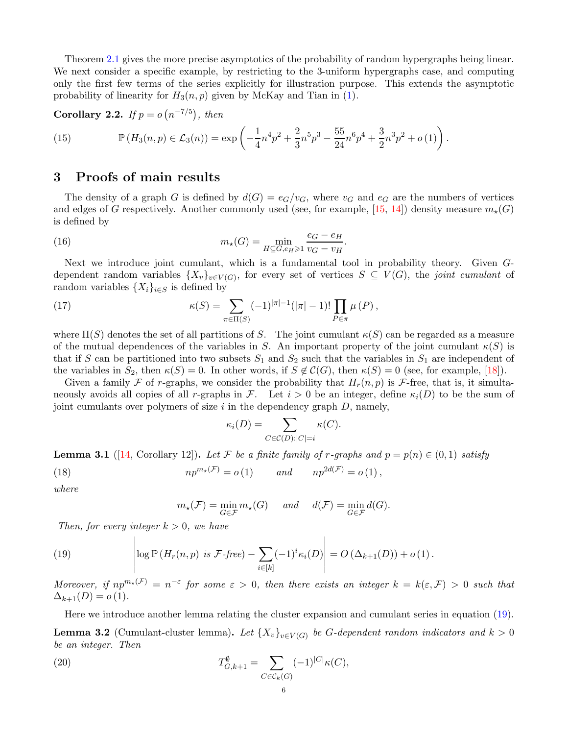Theorem 2.1 gives the more precise asymptotics of the probability of random hypergraphs being linear. We next consider a specific example, by restricting to the 3-uniform hypergraphs case, and computing only the first few terms of the series explicitly for illustration purpose. This extends the asymptotic probability of linearity for $H_3(n,p)$ given by McKay and Tian in (1).

**Corollary 2.2.** *If $p = o\left(n^{-7/5}\right)$, then*

$$\mathbb{P}\left(H_3(n,p) \in \mathcal{L}_3(n)\right) = \exp\left(-\frac{1}{4}n^4p^2 + \frac{2}{3}n^5p^3 - \frac{55}{24}n^6p^4 + \frac{3}{2}n^3p^2 + o\left(1\right)\right). \tag{15}$$

# 3 Proofs of main results

The density of a graph $G$ is defined by $d(G) = e_G/v_G$, where $v_G$ and $e_G$ are the numbers of vertices and edges of $G$ respectively. Another commonly used (see, for example, [15, 14]) density measure $m_\star(G)$ is defined by

$$m_\star(G) = \min_{H \subseteq G, e_H \geqslant 1} \frac{e_G - e_H}{v_G - v_H}. \tag{16}$$

Next we introduce joint cumulant, which is a fundamental tool in probability theory. Given $G$-dependent random variables $\{X_v\}_{v \in V(G)}$, for every set of vertices $S \subseteq V(G)$, the *joint cumulant* of random variables $\{X_i\}_{i \in S}$ is defined by

$$\kappa(S) = \sum_{\pi \in \Pi(S)} (-1)^{|\pi|-1}(|\pi|-1)! \prod_{P \in \pi} \mu\left(P\right), \tag{17}$$

where $\Pi(S)$ denotes the set of all partitions of $S$. The joint cumulant $\kappa(S)$ can be regarded as a measure of the mutual dependences of the variables in $S$. An important property of the joint cumulant $\kappa(S)$ is that if $S$ can be partitioned into two subsets $S_1$ and $S_2$ such that the variables in $S_1$ are independent of the variables in $S_2$, then $\kappa(S) = 0$. In other words, if $S \notin \mathcal{C}(G)$, then $\kappa(S) = 0$ (see, for example, [18]).

Given a family $\mathcal{F}$ of $r$-graphs, we consider the probability that $H_r(n,p)$ is $\mathcal{F}$-free, that is, it simultaneously avoids all copies of all $r$-graphs in $\mathcal{F}$. Let $i > 0$ be an integer, define $\kappa_i(D)$ to be the sum of joint cumulants over polymers of size $i$ in the dependency graph $D$, namely,

$$\kappa_i(D) = \sum_{C \in \mathcal{C}(D) : |C| = i} \kappa(C).$$

**Lemma 3.1** ([14, Corollary 12]). *Let $\mathcal{F}$ be a finite family of $r$-graphs and $p = p(n) \in (0,1)$ satisfy*

$$np^{m_\star(\mathcal{F})} = o\left(1\right) \qquad \text{and} \qquad np^{2d(\mathcal{F})} = o\left(1\right), \tag{18}$$

*where*

$$m_\star(\mathcal{F}) = \min_{G \in \mathcal{F}} m_\star(G) \quad \text{ and } \quad d(\mathcal{F}) = \min_{G \in \mathcal{F}} d(G).$$

*Then, for every integer $k > 0$, we have*

$$\left| \log \mathbb{P}\left(H_r(n,p) \text{ is } \mathcal{F}\text{-free}\right) - \sum_{i \in [k]} (-1)^i \kappa_i(D) \right| = O\left(\Delta_{k+1}(D)\right) + o\left(1\right). \tag{19}$$

*Moreover, if $np^{m_\star(\mathcal{F})} = n^{-\varepsilon}$ for some $\varepsilon > 0$, then there exists an integer $k = k(\varepsilon, \mathcal{F}) > 0$ such that $\Delta_{k+1}(D) = o\left(1\right)$.*

Here we introduce another lemma relating the cluster expansion and cumulant series in equation (19).

**Lemma 3.2** (Cumulant-cluster lemma). *Let $\{X_v\}_{v \in V(G)}$ be $G$-dependent random indicators and $k > 0$ be an integer. Then*

$$T^{\emptyset}_{G,k+1} = \sum_{C \in \mathcal{C}_k(G)} (-1)^{|C|} \kappa(C), \tag{20}$$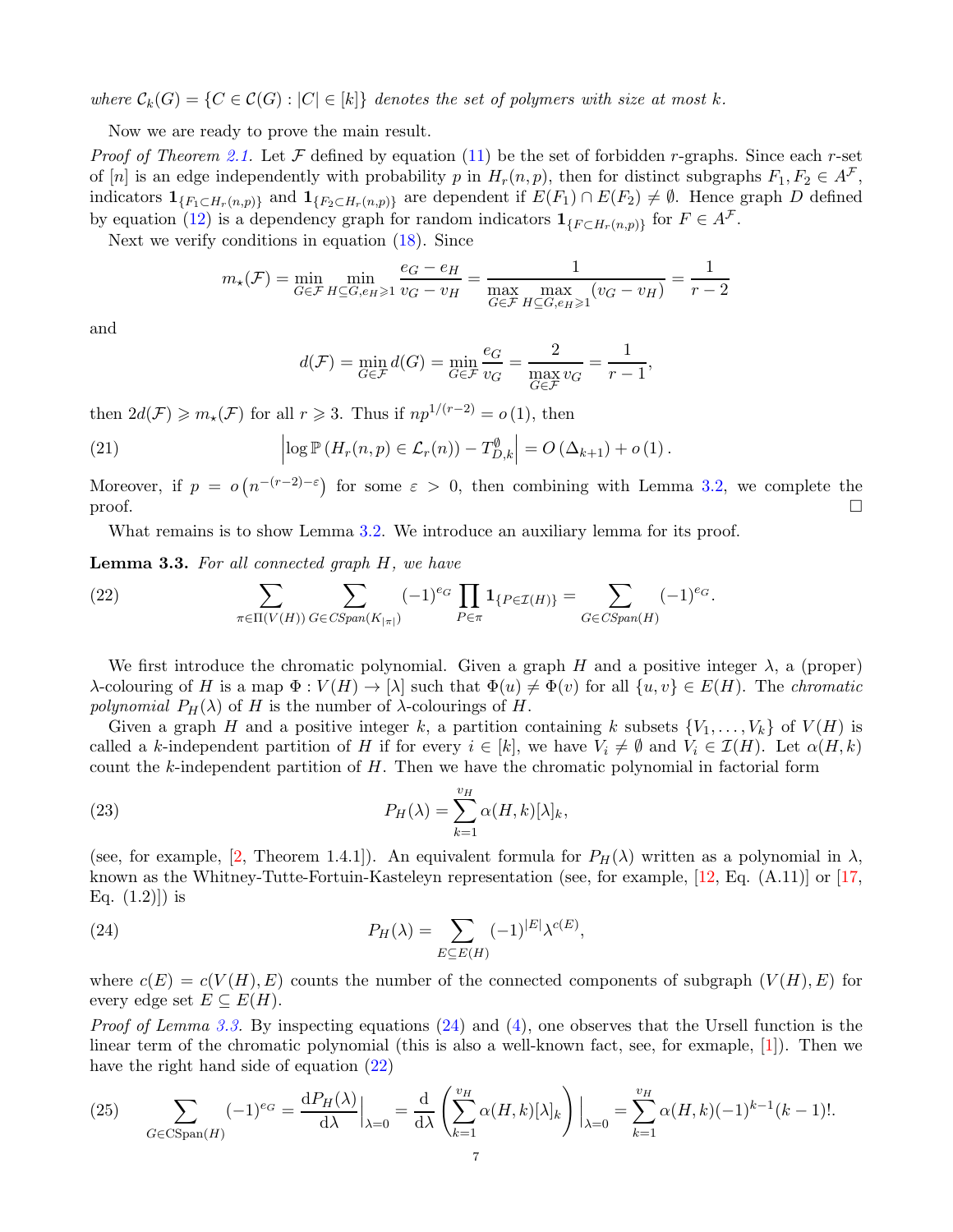*where* $\mathcal{C}_k(G) = \{C \in \mathcal{C}(G) : |C| \in [k]\}$ *denotes the set of polymers with size at most* $k$.

Now we are ready to prove the main result.

*Proof of Theorem 2.1.* Let $\mathcal{F}$ defined by equation (11) be the set of forbidden $r$-graphs. Since each $r$-set of $[n]$ is an edge independently with probability $p$ in $H_r(n,p)$, then for distinct subgraphs $F_1, F_2 \in A^{\mathcal{F}}$, indicators $\mathbf{1}_{\{F_1 \subset H_r(n,p)\}}$ and $\mathbf{1}_{\{F_2 \subset H_r(n,p)\}}$ are dependent if $E(F_1) \cap E(F_2) \neq \emptyset$. Hence graph $D$ defined by equation (12) is a dependency graph for random indicators $\mathbf{1}_{\{F \subset H_r(n,p)\}}$ for $F \in A^{\mathcal{F}}$.

Next we verify conditions in equation (18). Since

$$m_\star(\mathcal{F}) = \min_{G \in \mathcal{F}} \min_{H \subseteq G, e_H \geqslant 1} \frac{e_G - e_H}{v_G - v_H} = \frac{1}{\max\limits_{G \in \mathcal{F}} \max\limits_{H \subseteq G, e_H \geqslant 1} (v_G - v_H)} = \frac{1}{r-2}$$

and

$$d(\mathcal{F}) = \min_{G \in \mathcal{F}} d(G) = \min_{G \in \mathcal{F}} \frac{e_G}{v_G} = \frac{2}{\max\limits_{G \in \mathcal{F}} v_G} = \frac{1}{r-1},$$

then $2d(\mathcal{F}) \geqslant m_\star(\mathcal{F})$ for all $r \geqslant 3$. Thus if $np^{1/(r-2)} = o(1)$, then

$$\left| \log \mathbb{P}\left(H_r(n,p) \in \mathcal{L}_r(n)\right) - T_{D,k}^{\emptyset} \right| = O\left(\Delta_{k+1}\right) + o\left(1\right). \tag{21}$$

Moreover, if $p = o\left(n^{-(r-2)-\varepsilon}\right)$ for some $\varepsilon > 0$, then combining with Lemma 3.2, we complete the proof. $\square$

What remains is to show Lemma 3.2. We introduce an auxiliary lemma for its proof.

**Lemma 3.3.** *For all connected graph $H$, we have*

$$\sum_{\pi \in \Pi(V(H))} \sum_{G \in CSpan(K_{|\pi|})} (-1)^{e_G} \prod_{P \in \pi} \mathbf{1}_{\{P \in \mathcal{I}(H)\}} = \sum_{G \in CSpan(H)} (-1)^{e_G}. \tag{22}$$

We first introduce the chromatic polynomial. Given a graph $H$ and a positive integer $\lambda$, a (proper) $\lambda$-colouring of $H$ is a map $\Phi : V(H) \to [\lambda]$ such that $\Phi(u) \neq \Phi(v)$ for all $\{u,v\} \in E(H)$. The *chromatic polynomial* $P_H(\lambda)$ of $H$ is the number of $\lambda$-colourings of $H$.

Given a graph $H$ and a positive integer $k$, a partition containing $k$ subsets $\{V_1, \ldots, V_k\}$ of $V(H)$ is called a $k$-independent partition of $H$ if for every $i \in [k]$, we have $V_i \neq \emptyset$ and $V_i \in \mathcal{I}(H)$. Let $\alpha(H,k)$ count the $k$-independent partition of $H$. Then we have the chromatic polynomial in factorial form

$$P_H(\lambda) = \sum_{k=1}^{v_H} \alpha(H,k)[\lambda]_k, \tag{23}$$

(see, for example, [2, Theorem 1.4.1]). An equivalent formula for $P_H(\lambda)$ written as a polynomial in $\lambda$, known as the Whitney-Tutte-Fortuin-Kasteleyn representation (see, for example, [12, Eq. (A.11)] or [17, Eq. (1.2)]) is

$$P_H(\lambda) = \sum_{E \subseteq E(H)} (-1)^{|E|} \lambda^{c(E)}, \tag{24}$$

where $c(E) = c(V(H), E)$ counts the number of the connected components of subgraph $(V(H), E)$ for every edge set $E \subseteq E(H)$.

*Proof of Lemma 3.3.* By inspecting equations (24) and (4), one observes that the Ursell function is the linear term of the chromatic polynomial (this is also a well-known fact, see, for exmaple, [1]). Then we have the right hand side of equation (22)

$$\sum_{G \in \mathrm{CSpan}(H)} (-1)^{e_G} = \frac{\mathrm{d}P_H(\lambda)}{\mathrm{d}\lambda}\Big|_{\lambda=0} = \frac{\mathrm{d}}{\mathrm{d}\lambda}\left(\sum_{k=1}^{v_H} \alpha(H,k)[\lambda]_k\right)\Big|_{\lambda=0} = \sum_{k=1}^{v_H} \alpha(H,k)(-1)^{k-1}(k-1)!. \tag{25}$$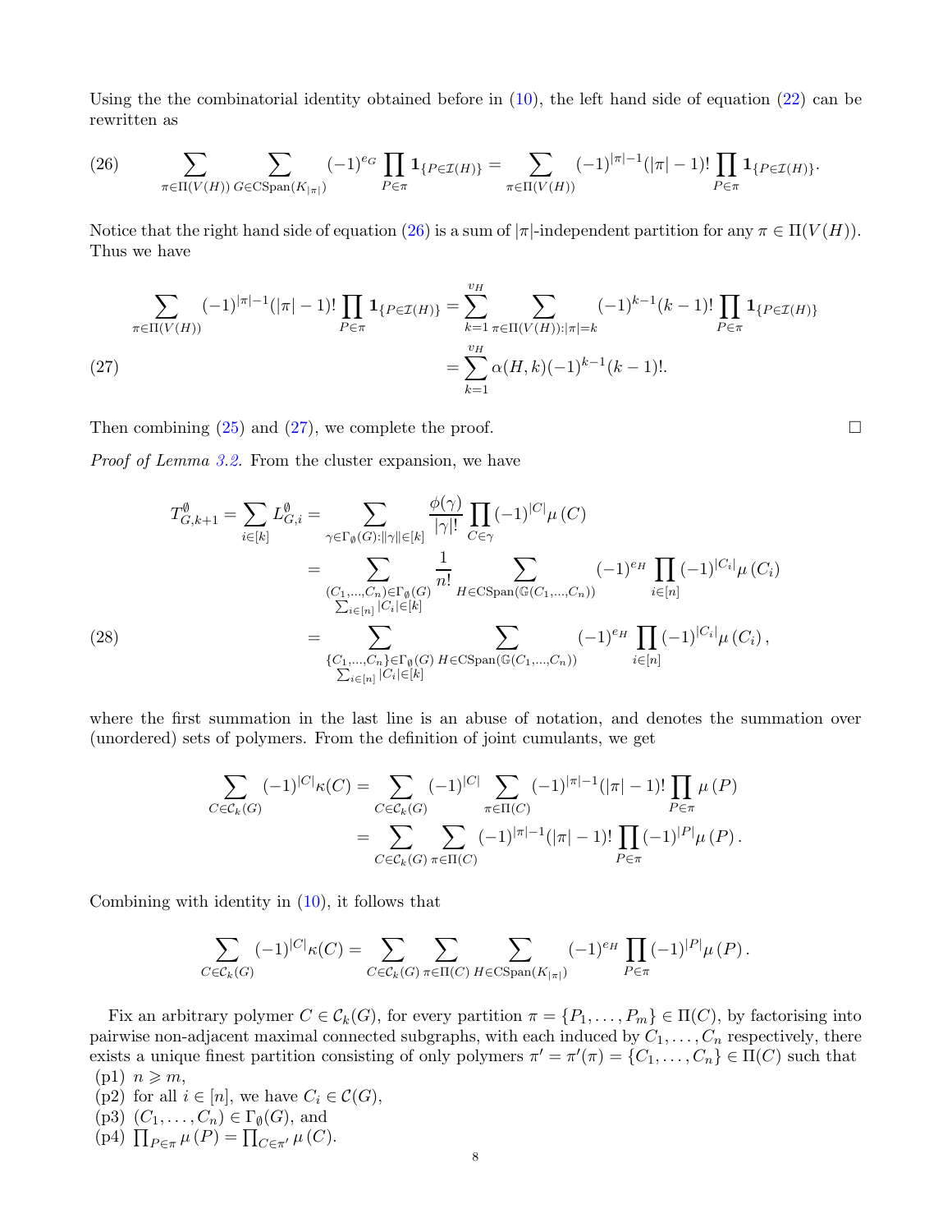Using the the combinatorial identity obtained before in (10), the left hand side of equation (22) can be rewritten as

$$\sum_{\pi\in\Pi(V(H))}\sum_{G\in \mathrm{CSpan}(K_{|\pi|})}(-1)^{e_G}\prod_{P\in\pi}\mathbf{1}_{\{P\in\mathcal{I}(H)\}}=\sum_{\pi\in\Pi(V(H))}(-1)^{|\pi|-1}(|\pi|-1)!\prod_{P\in\pi}\mathbf{1}_{\{P\in\mathcal{I}(H)\}}. \tag{26}$$

Notice that the right hand side of equation (26) is a sum of $|\pi|$-independent partition for any $\pi\in\Pi(V(H))$. Thus we have

$$\begin{aligned}\sum_{\pi\in\Pi(V(H))}(-1)^{|\pi|-1}(|\pi|-1)!\prod_{P\in\pi}\mathbf{1}_{\{P\in\mathcal{I}(H)\}}&=\sum_{k=1}^{v_H}\sum_{\pi\in\Pi(V(H)):|\pi|=k}(-1)^{k-1}(k-1)!\prod_{P\in\pi}\mathbf{1}_{\{P\in\mathcal{I}(H)\}}\\&=\sum_{k=1}^{v_H}\alpha(H,k)(-1)^{k-1}(k-1)!.\end{aligned}\tag{27}$$

Then combining (25) and (27), we complete the proof. $\square$

*Proof of Lemma 3.2.* From the cluster expansion, we have

$$\begin{aligned}T^{\emptyset}_{G,k+1}=\sum_{i\in[k]}L^{\emptyset}_{G,i}&=\sum_{\gamma\in\Gamma_\emptyset(G):\|\gamma\|\in[k]}\frac{\phi(\gamma)}{|\gamma|!}\prod_{C\in\gamma}(-1)^{|C|}\mu(C)\\&=\sum_{\substack{(C_1,\dots,C_n)\in\Gamma_\emptyset(G)\\ \sum_{i\in[n]}|C_i|\in[k]}}\frac{1}{n!}\sum_{H\in\mathrm{CSpan}(\mathbb{G}(C_1,\dots,C_n))}(-1)^{e_H}\prod_{i\in[n]}(-1)^{|C_i|}\mu(C_i)\\&=\sum_{\substack{\{C_1,\dots,C_n\}\in\Gamma_\emptyset(G)\\ \sum_{i\in[n]}|C_i|\in[k]}}\sum_{H\in\mathrm{CSpan}(\mathbb{G}(C_1,\dots,C_n))}(-1)^{e_H}\prod_{i\in[n]}(-1)^{|C_i|}\mu(C_i),\end{aligned}\tag{28}$$

where the first summation in the last line is an abuse of notation, and denotes the summation over (unordered) sets of polymers. From the definition of joint cumulants, we get

$$\begin{aligned}\sum_{C\in\mathcal{C}_k(G)}(-1)^{|C|}\kappa(C)&=\sum_{C\in\mathcal{C}_k(G)}(-1)^{|C|}\sum_{\pi\in\Pi(C)}(-1)^{|\pi|-1}(|\pi|-1)!\prod_{P\in\pi}\mu(P)\\&=\sum_{C\in\mathcal{C}_k(G)}\sum_{\pi\in\Pi(C)}(-1)^{|\pi|-1}(|\pi|-1)!\prod_{P\in\pi}(-1)^{|P|}\mu(P).\end{aligned}$$

Combining with identity in (10), it follows that

$$\sum_{C\in\mathcal{C}_k(G)}(-1)^{|C|}\kappa(C)=\sum_{C\in\mathcal{C}_k(G)}\sum_{\pi\in\Pi(C)}\sum_{H\in\mathrm{CSpan}(K_{|\pi|})}(-1)^{e_H}\prod_{P\in\pi}(-1)^{|P|}\mu(P).$$

Fix an arbitrary polymer $C\in\mathcal{C}_k(G)$, for every partition $\pi=\{P_1,\dots,P_m\}\in\Pi(C)$, by factorising into pairwise non-adjacent maximal connected subgraphs, with each induced by $C_1,\dots,C_n$ respectively, there exists a unique finest partition consisting of only polymers $\pi'=\pi'(\pi)=\{C_1,\dots,C_n\}\in\Pi(C)$ such that

(p1) $n\geqslant m$,
(p2) for all $i\in[n]$, we have $C_i\in\mathcal{C}(G)$,
(p3) $(C_1,\dots,C_n)\in\Gamma_\emptyset(G)$, and
(p4) $\prod_{P\in\pi}\mu(P)=\prod_{C\in\pi'}\mu(C)$.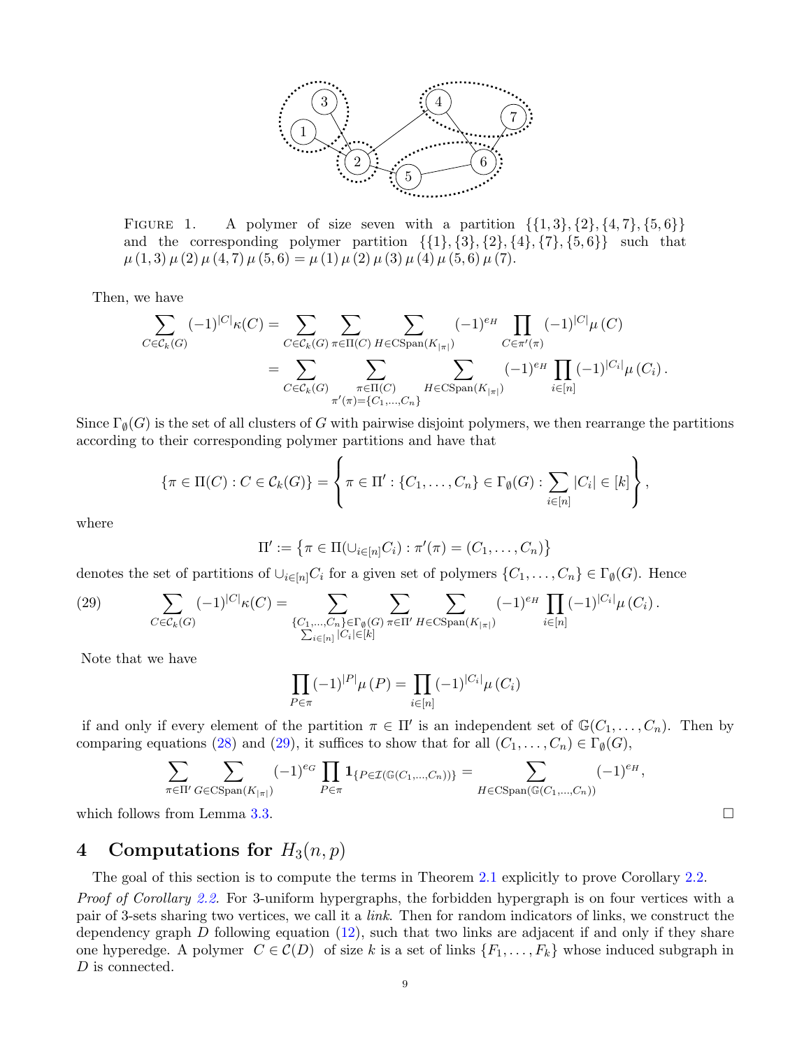FIGURE 1. A polymer of size seven with a partition $\{\{1,3\},\{2\},\{4,7\},\{5,6\}\}$ and the corresponding polymer partition $\{\{1\},\{3\},\{2\},\{4\},\{7\},\{5,6\}\}$ such that $\mu(1,3)\,\mu(2)\,\mu(4,7)\,\mu(5,6) = \mu(1)\,\mu(2)\,\mu(3)\,\mu(4)\,\mu(5,6)\,\mu(7)$.

Then, we have

$$\sum_{C\in\mathcal{C}_k(G)} (-1)^{|C|}\kappa(C) = \sum_{C\in\mathcal{C}_k(G)} \sum_{\pi\in\Pi(C)} \sum_{H\in\mathrm{CSpan}(K_{|\pi|})} (-1)^{e_H} \prod_{C\in\pi'(\pi)} (-1)^{|C|}\mu(C)$$
$$= \sum_{C\in\mathcal{C}_k(G)} \sum_{\substack{\pi\in\Pi(C)\\ \pi'(\pi)=\{C_1,\ldots,C_n\}}} \sum_{H\in\mathrm{CSpan}(K_{|\pi|})} (-1)^{e_H} \prod_{i\in[n]} (-1)^{|C_i|}\mu(C_i).$$

Since $\Gamma_\emptyset(G)$ is the set of all clusters of $G$ with pairwise disjoint polymers, we then rearrange the partitions according to their corresponding polymer partitions and have that

$$\{\pi\in\Pi(C) : C\in\mathcal{C}_k(G)\} = \left\{\pi\in\Pi' : \{C_1,\ldots,C_n\}\in\Gamma_\emptyset(G) : \sum_{i\in[n]}|C_i|\in[k]\right\},$$

where

$$\Pi' := \left\{\pi\in\Pi(\cup_{i\in[n]}C_i) : \pi'(\pi) = (C_1,\ldots,C_n)\right\}$$

denotes the set of partitions of $\cup_{i\in[n]}C_i$ for a given set of polymers $\{C_1,\ldots,C_n\}\in\Gamma_\emptyset(G)$. Hence

$$\sum_{C\in\mathcal{C}_k(G)} (-1)^{|C|}\kappa(C) = \sum_{\substack{\{C_1,\ldots,C_n\}\in\Gamma_\emptyset(G)\\ \sum_{i\in[n]}|C_i|\in[k]}} \sum_{\pi\in\Pi'} \sum_{H\in\mathrm{CSpan}(K_{|\pi|})} (-1)^{e_H} \prod_{i\in[n]} (-1)^{|C_i|}\mu(C_i). \tag{29}$$

Note that we have

$$\prod_{P\in\pi} (-1)^{|P|}\mu(P) = \prod_{i\in[n]} (-1)^{|C_i|}\mu(C_i)$$

if and only if every element of the partition $\pi\in\Pi'$ is an independent set of $\mathbb{G}(C_1,\ldots,C_n)$. Then by comparing equations (28) and (29), it suffices to show that for all $(C_1,\ldots,C_n)\in\Gamma_\emptyset(G)$,

$$\sum_{\pi\in\Pi'} \sum_{G\in\mathrm{CSpan}(K_{|\pi|})} (-1)^{e_G} \prod_{P\in\pi} \mathbf{1}_{\{P\in\mathcal{I}(\mathbb{G}(C_1,\ldots,C_n))\}} = \sum_{H\in\mathrm{CSpan}(\mathbb{G}(C_1,\ldots,C_n))} (-1)^{e_H},$$

which follows from Lemma 3.3. $\square$

## 4 Computations for $H_3(n,p)$

The goal of this section is to compute the terms in Theorem 2.1 explicitly to prove Corollary 2.2.

*Proof of Corollary 2.2.* For 3-uniform hypergraphs, the forbidden hypergraph is on four vertices with a pair of 3-sets sharing two vertices, we call it a *link*. Then for random indicators of links, we construct the dependency graph $D$ following equation (12), such that two links are adjacent if and only if they share one hyperedge. A polymer $C\in\mathcal{C}(D)$ of size $k$ is a set of links $\{F_1,\ldots,F_k\}$ whose induced subgraph in $D$ is connected.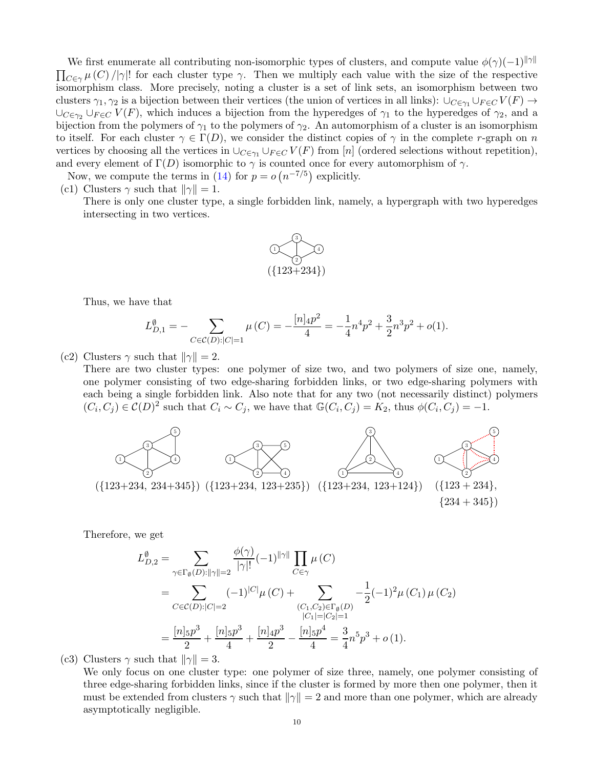We first enumerate all contributing non-isomorphic types of clusters, and compute value $\phi(\gamma)(-1)^{\|\gamma\|} \prod_{C\in\gamma} \mu(C) / |\gamma|!$ for each cluster type $\gamma$. Then we multiply each value with the size of the respective isomorphism class. More precisely, noting a cluster is a set of link sets, an isomorphism between two clusters $\gamma_1, \gamma_2$ is a bijection between their vertices (the union of vertices in all links): $\cup_{C\in\gamma_1} \cup_{F\in C} V(F) \to \cup_{C\in\gamma_2} \cup_{F\in C} V(F)$, which induces a bijection from the hyperedges of $\gamma_1$ to the hyperedges of $\gamma_2$, and a bijection from the polymers of $\gamma_1$ to the polymers of $\gamma_2$. An automorphism of a cluster is an isomorphism to itself. For each cluster $\gamma \in \Gamma(D)$, we consider the distinct copies of $\gamma$ in the complete $r$-graph on $n$ vertices by choosing all the vertices in $\cup_{C\in\gamma_1} \cup_{F\in C} V(F)$ from $[n]$ (ordered selections without repetition), and every element of $\Gamma(D)$ isomorphic to $\gamma$ is counted once for every automorphism of $\gamma$.

Now, we compute the terms in (14) for $p = o\left(n^{-7/5}\right)$ explicitly.

(c1) Clusters $\gamma$ such that $\|\gamma\| = 1$.
There is only one cluster type, a single forbidden link, namely, a hypergraph with two hyperedges intersecting in two vertices.

({123+234})

Thus, we have that

$$L^{\emptyset}_{D,1} = -\sum_{C\in\mathcal{C}(D):|C|=1} \mu(C) = -\frac{[n]_4 p^2}{4} = -\frac{1}{4}n^4p^2 + \frac{3}{2}n^3p^2 + o(1).$$

(c2) Clusters $\gamma$ such that $\|\gamma\| = 2$.
There are two cluster types: one polymer of size two, and two polymers of size one, namely, one polymer consisting of two edge-sharing forbidden links, or two edge-sharing polymers with each being a single forbidden link. Also note that for any two (not necessarily distinct) polymers $(C_i, C_j) \in \mathcal{C}(D)^2$ such that $C_i \sim C_j$, we have that $\mathbb{G}(C_i, C_j) = K_2$, thus $\phi(C_i, C_j) = -1$.

({123+234, 234+345}) ({123+234, 123+235}) ({123+234, 123+124}) ({123 + 234}, {234 + 345})

Therefore, we get

$$\begin{aligned}
L^{\emptyset}_{D,2} &= \sum_{\gamma\in\Gamma_\emptyset(D):\|\gamma\|=2} \frac{\phi(\gamma)}{|\gamma|!}(-1)^{\|\gamma\|} \prod_{C\in\gamma} \mu(C) \\
&= \sum_{C\in\mathcal{C}(D):|C|=2} (-1)^{|C|}\mu(C) + \sum_{\substack{(C_1,C_2)\in\Gamma_\emptyset(D)\\ |C_1|=|C_2|=1}} -\frac{1}{2}(-1)^2\mu(C_1)\mu(C_2) \\
&= \frac{[n]_5p^3}{2} + \frac{[n]_5p^3}{4} + \frac{[n]_4p^3}{2} - \frac{[n]_5p^4}{4} = \frac{3}{4}n^5p^3 + o(1).
\end{aligned}$$

(c3) Clusters $\gamma$ such that $\|\gamma\| = 3$.
We only focus on one cluster type: one polymer of size three, namely, one polymer consisting of three edge-sharing forbidden links, since if the cluster is formed by more then one polymer, then it must be extended from clusters $\gamma$ such that $\|\gamma\| = 2$ and more than one polymer, which are already asymptotically negligible.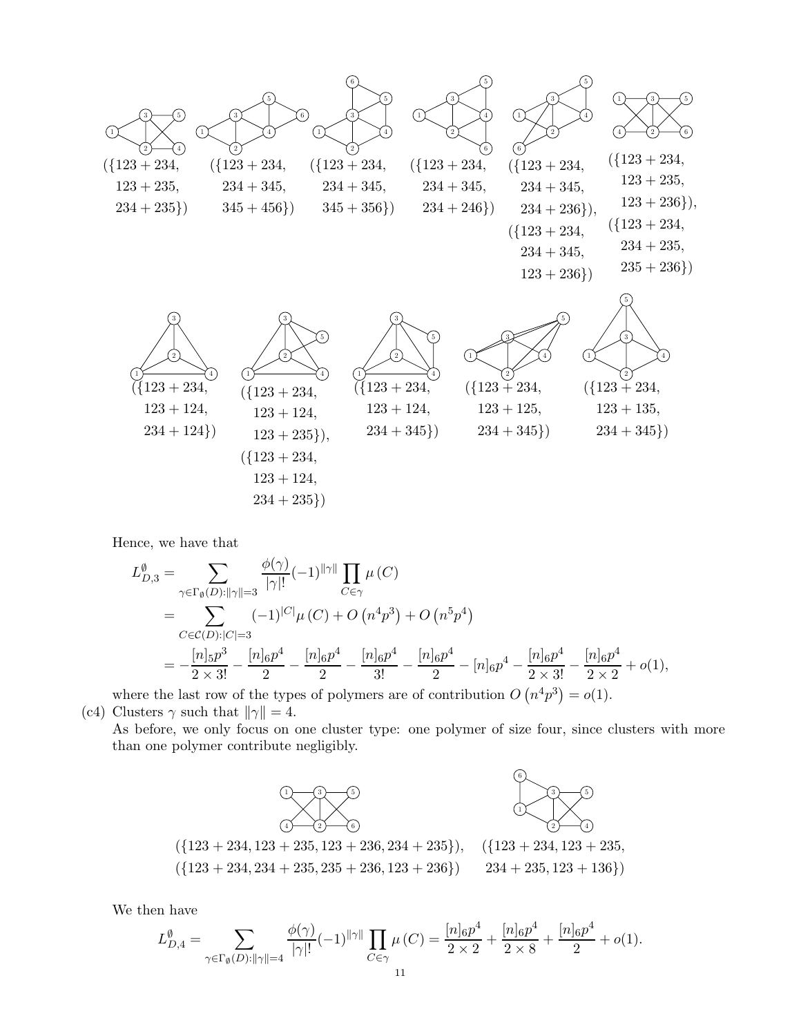$(\{123+234,$ $123+235,$ $234+235\})$

$(\{123+234,$ $234+345,$ $345+456\})$

$(\{123+234,$ $234+345,$ $345+356\})$

$(\{123+234,$ $234+345,$ $234+246\})$

$(\{123+234,$ $234+345,$ $234+236\}),$ $(\{123+234,$ $234+345,$ $123+236\})$

$(\{123+234,$ $123+235,$ $123+236\}),$ $(\{123+234,$ $234+235,$ $235+236\})$

$(\{123+234,$ $123+124,$ $234+124\})$

$(\{123+234,$ $123+124,$ $123+235\}),$ $(\{123+234,$ $123+124,$ $234+235\})$

$(\{123+234,$ $123+124,$ $234+345\})$

$(\{123+234,$ $123+125,$ $234+345\})$

$(\{123+234,$ $123+135,$ $234+345\})$

Hence, we have that

$$
\begin{aligned}
L^{\emptyset}_{D,3} &= \sum_{\gamma\in\Gamma_{\emptyset}(D):\|\gamma\|=3} \frac{\phi(\gamma)}{|\gamma|!}(-1)^{\|\gamma\|}\prod_{C\in\gamma}\mu\left(C\right) \\
&= \sum_{C\in\mathcal{C}(D):|C|=3}(-1)^{|C|}\mu\left(C\right) + O\left(n^4p^3\right) + O\left(n^5p^4\right) \\
&= -\frac{[n]_5p^3}{2\times 3!} - \frac{[n]_6p^4}{2} - \frac{[n]_6p^4}{2} - \frac{[n]_6p^4}{3!} - \frac{[n]_6p^4}{2} - [n]_6p^4 - \frac{[n]_6p^4}{2\times 3!} - \frac{[n]_6p^4}{2\times 2} + o(1),
\end{aligned}
$$

where the last row of the types of polymers are of contribution $O\left(n^4p^3\right) = o(1)$.

(c4) Clusters $\gamma$ such that $\|\gamma\| = 4$.
As before, we only focus on one cluster type: one polymer of size four, since clusters with more than one polymer contribute negligibly.

$(\{123+234, 123+235, 123+236, 234+235\}),$
$(\{123+234, 234+235, 235+236, 123+236\})$

$(\{123+234, 123+235,$
$234+235, 123+136\})$

We then have

$$
L^{\emptyset}_{D,4} = \sum_{\gamma\in\Gamma_{\emptyset}(D):\|\gamma\|=4} \frac{\phi(\gamma)}{|\gamma|!}(-1)^{\|\gamma\|}\prod_{C\in\gamma}\mu\left(C\right) = \frac{[n]_6p^4}{2\times 2} + \frac{[n]_6p^4}{2\times 8} + \frac{[n]_6p^4}{2} + o(1).
$$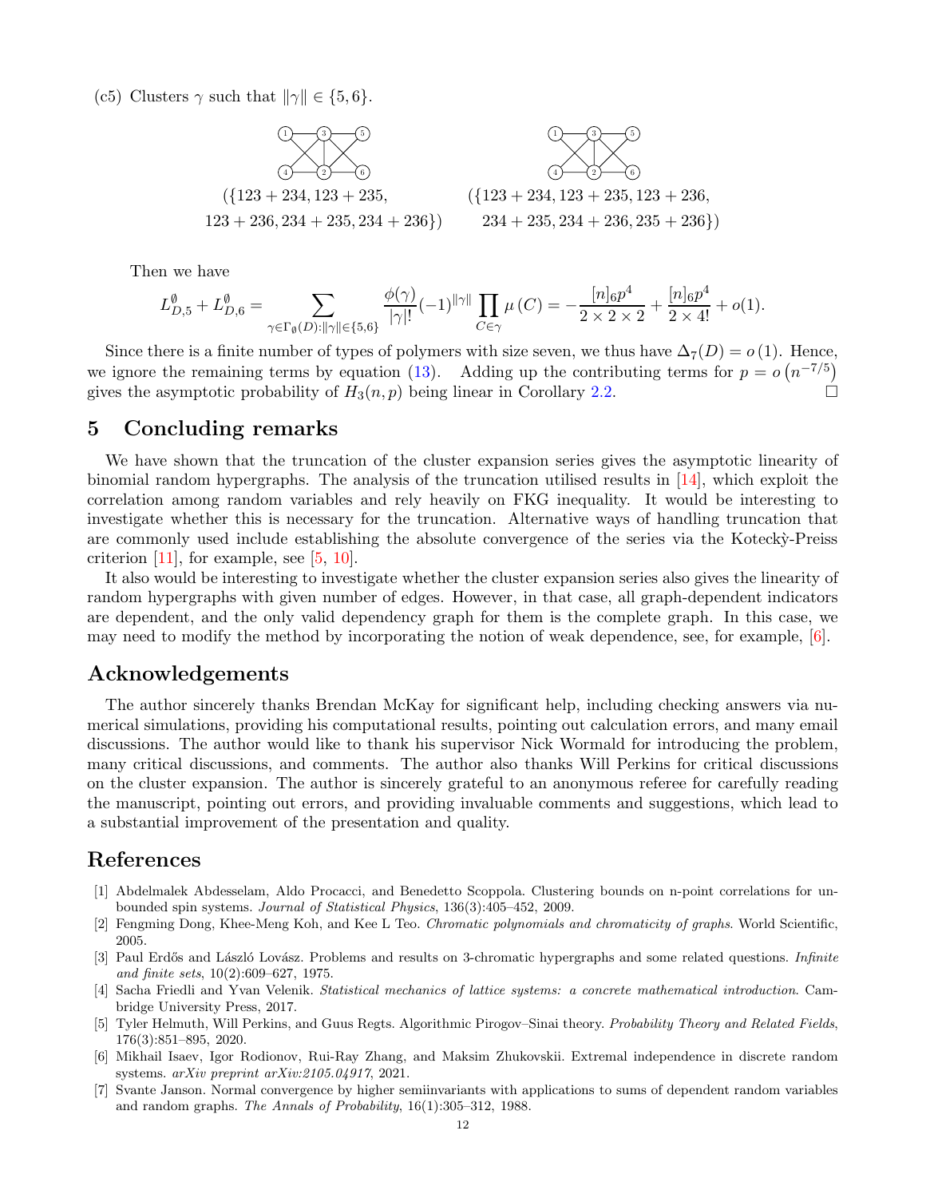(c5) Clusters $\gamma$ such that $\|\gamma\| \in \{5, 6\}$.

$(\{123 + 234, 123 + 235,$
$123 + 236, 234 + 235, 234 + 236\})$

$(\{123 + 234, 123 + 235, 123 + 236,$
$234 + 235, 234 + 236, 235 + 236\})$

Then we have

$$L^{\emptyset}_{D,5} + L^{\emptyset}_{D,6} = \sum_{\gamma \in \Gamma_{\emptyset}(D): \|\gamma\| \in \{5,6\}} \frac{\phi(\gamma)}{|\gamma|!} (-1)^{\|\gamma\|} \prod_{C \in \gamma} \mu(C) = -\frac{[n]_6 p^4}{2 \times 2 \times 2} + \frac{[n]_6 p^4}{2 \times 4!} + o(1).$$

Since there is a finite number of types of polymers with size seven, we thus have $\Delta_7(D) = o(1)$. Hence, we ignore the remaining terms by equation (13). Adding up the contributing terms for $p = o\left(n^{-7/5}\right)$ gives the asymptotic probability of $H_3(n,p)$ being linear in Corollary 2.2. $\square$

# 5 Concluding remarks

We have shown that the truncation of the cluster expansion series gives the asymptotic linearity of binomial random hypergraphs. The analysis of the truncation utilised results in [14], which exploit the correlation among random variables and rely heavily on FKG inequality. It would be interesting to investigate whether this is necessary for the truncation. Alternative ways of handling truncation that are commonly used include establishing the absolute convergence of the series via the Kotecký-Preiss criterion [11], for example, see [5, 10].

It also would be interesting to investigate whether the cluster expansion series also gives the linearity of random hypergraphs with given number of edges. However, in that case, all graph-dependent indicators are dependent, and the only valid dependency graph for them is the complete graph. In this case, we may need to modify the method by incorporating the notion of weak dependence, see, for example, [6].

## Acknowledgements

The author sincerely thanks Brendan McKay for significant help, including checking answers via numerical simulations, providing his computational results, pointing out calculation errors, and many email discussions. The author would like to thank his supervisor Nick Wormald for introducing the problem, many critical discussions, and comments. The author also thanks Will Perkins for critical discussions on the cluster expansion. The author is sincerely grateful to an anonymous referee for carefully reading the manuscript, pointing out errors, and providing invaluable comments and suggestions, which lead to a substantial improvement of the presentation and quality.

## References

[1] Abdelmalek Abdesselam, Aldo Procacci, and Benedetto Scoppola. Clustering bounds on n-point correlations for unbounded spin systems. *Journal of Statistical Physics*, 136(3):405–452, 2009.

[2] Fengming Dong, Khee-Meng Koh, and Kee L Teo. *Chromatic polynomials and chromaticity of graphs*. World Scientific, 2005.

[3] Paul Erdős and László Lovász. Problems and results on 3-chromatic hypergraphs and some related questions. *Infinite and finite sets*, 10(2):609–627, 1975.

[4] Sacha Friedli and Yvan Velenik. *Statistical mechanics of lattice systems: a concrete mathematical introduction*. Cambridge University Press, 2017.

[5] Tyler Helmuth, Will Perkins, and Guus Regts. Algorithmic Pirogov–Sinai theory. *Probability Theory and Related Fields*, 176(3):851–895, 2020.

[6] Mikhail Isaev, Igor Rodionov, Rui-Ray Zhang, and Maksim Zhukovskii. Extremal independence in discrete random systems. *arXiv preprint arXiv:2105.04917*, 2021.

[7] Svante Janson. Normal convergence by higher semiinvariants with applications to sums of dependent random variables and random graphs. *The Annals of Probability*, 16(1):305–312, 1988.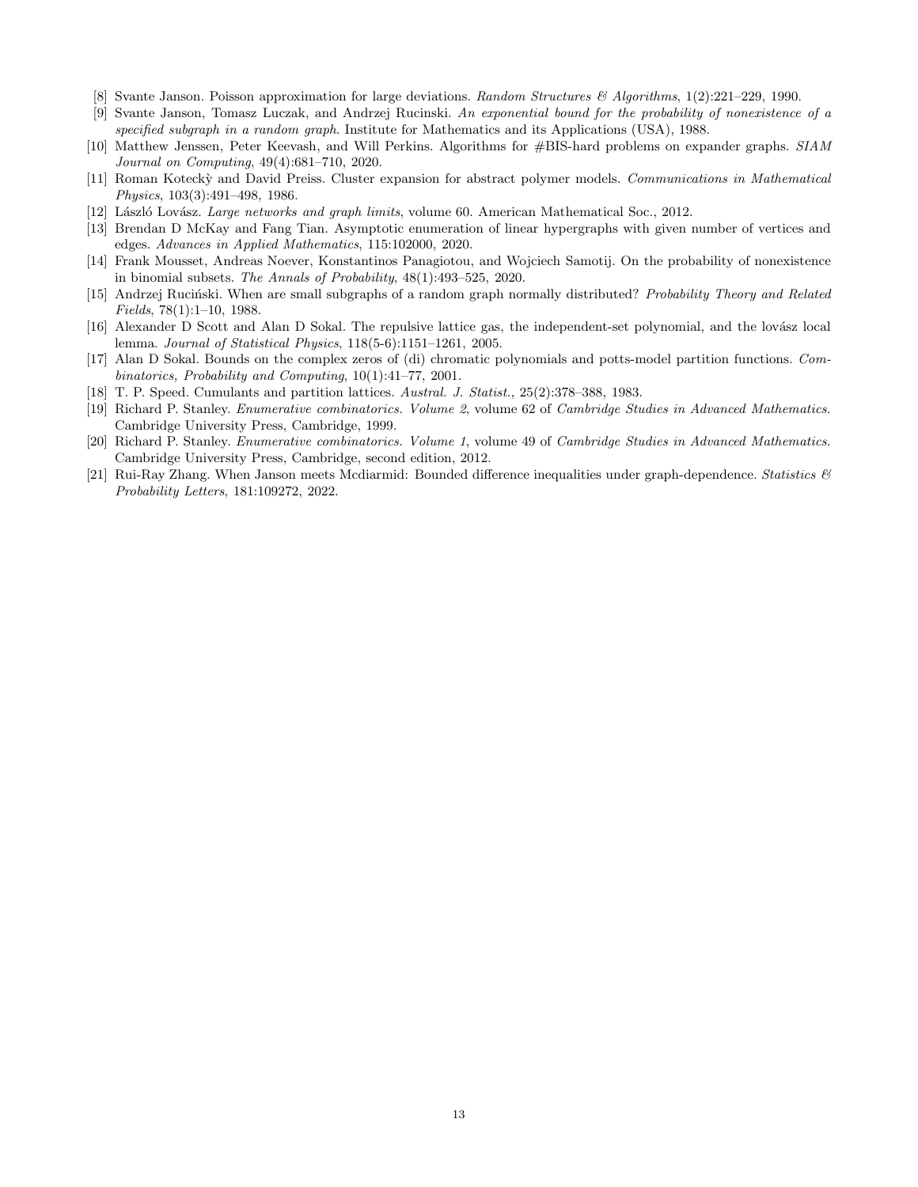[8] Svante Janson. Poisson approximation for large deviations. *Random Structures & Algorithms*, 1(2):221–229, 1990.

[9] Svante Janson, Tomasz Luczak, and Andrzej Rucinski. *An exponential bound for the probability of nonexistence of a specified subgraph in a random graph*. Institute for Mathematics and its Applications (USA), 1988.

[10] Matthew Jenssen, Peter Keevash, and Will Perkins. Algorithms for #BIS-hard problems on expander graphs. *SIAM Journal on Computing*, 49(4):681–710, 2020.

[11] Roman Kotecký and David Preiss. Cluster expansion for abstract polymer models. *Communications in Mathematical Physics*, 103(3):491–498, 1986.

[12] László Lovász. *Large networks and graph limits*, volume 60. American Mathematical Soc., 2012.

[13] Brendan D McKay and Fang Tian. Asymptotic enumeration of linear hypergraphs with given number of vertices and edges. *Advances in Applied Mathematics*, 115:102000, 2020.

[14] Frank Mousset, Andreas Noever, Konstantinos Panagiotou, and Wojciech Samotij. On the probability of nonexistence in binomial subsets. *The Annals of Probability*, 48(1):493–525, 2020.

[15] Andrzej Ruciński. When are small subgraphs of a random graph normally distributed? *Probability Theory and Related Fields*, 78(1):1–10, 1988.

[16] Alexander D Scott and Alan D Sokal. The repulsive lattice gas, the independent-set polynomial, and the lovász local lemma. *Journal of Statistical Physics*, 118(5-6):1151–1261, 2005.

[17] Alan D Sokal. Bounds on the complex zeros of (di) chromatic polynomials and potts-model partition functions. *Combinatorics, Probability and Computing*, 10(1):41–77, 2001.

[18] T. P. Speed. Cumulants and partition lattices. *Austral. J. Statist.*, 25(2):378–388, 1983.

[19] Richard P. Stanley. *Enumerative combinatorics. Volume 2*, volume 62 of *Cambridge Studies in Advanced Mathematics.* Cambridge University Press, Cambridge, 1999.

[20] Richard P. Stanley. *Enumerative combinatorics. Volume 1*, volume 49 of *Cambridge Studies in Advanced Mathematics.* Cambridge University Press, Cambridge, second edition, 2012.

[21] Rui-Ray Zhang. When Janson meets Mcdiarmid: Bounded difference inequalities under graph-dependence. *Statistics & Probability Letters*, 181:109272, 2022.